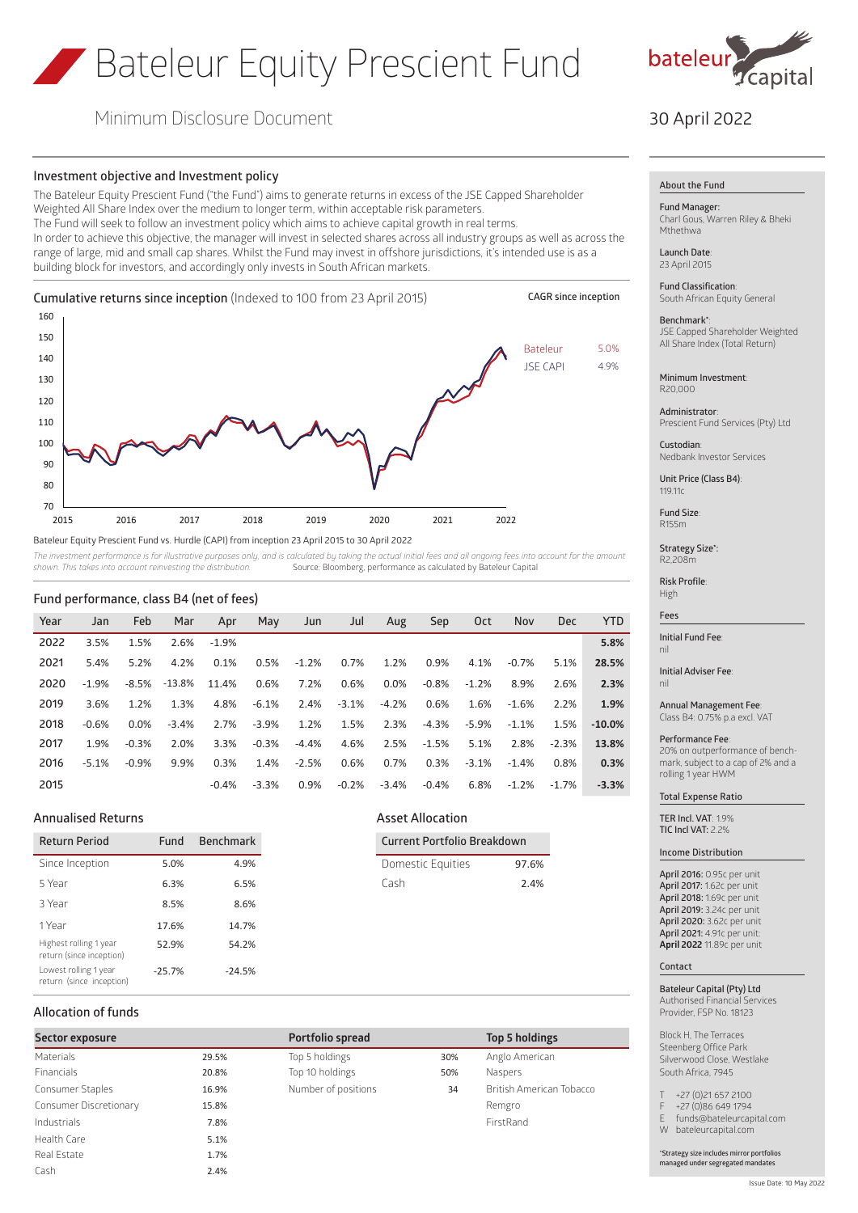# Bateleur Equity Prescient Fund

Minimum Disclosure Document

30 April 2022

## Investment objective and Investment policy

The Bateleur Equity Prescient Fund ("the Fund") aims to generate returns in excess of the JSE Capped Shareholder Weighted All Share Index over the medium to longer term, within acceptable risk parameters.
The Fund will seek to follow an investment policy which aims to achieve capital growth in real terms.
In order to achieve this objective, the manager will invest in selected shares across all industry groups as well as across the range of large, mid and small cap shares. Whilst the Fund may invest in offshore jurisdictions, it's intended use is as a building block for investors, and accordingly only invests in South African markets.

## Cumulative returns since inception (Indexed to 100 from 23 April 2015)

| CAGR since inception | |
|---|---|
| Bateleur | 5.0% |
| JSE CAPI | 4.9% |

Bateleur Equity Prescient Fund vs. Hurdle (CAPI) from inception 23 April 2015 to 30 April 2022

*The investment performance is for illustrative purposes only, and is calculated by taking the actual initial fees and all ongoing fees into account for the amount shown. This takes into account reinvesting the distribution.* Source: Bloomberg, performance as calculated by Bateleur Capital

## Fund performance, class B4 (net of fees)

| Year | Jan | Feb | Mar | Apr | May | Jun | Jul | Aug | Sep | Oct | Nov | Dec | YTD |
|---|---|---|---|---|---|---|---|---|---|---|---|---|---|
| 2022 | 3.5% | 1.5% | 2.6% | -1.9% | | | | | | | | | **5.8%** |
| 2021 | 5.4% | 5.2% | 4.2% | 0.1% | 0.5% | -1.2% | 0.7% | 1.2% | 0.9% | 4.1% | -0.7% | 5.1% | **28.5%** |
| 2020 | -1.9% | -8.5% | -13.8% | 11.4% | 0.6% | 7.2% | 0.6% | 0.0% | -0.8% | -1.2% | 8.9% | 2.6% | **2.3%** |
| 2019 | 3.6% | 1.2% | 1.3% | 4.8% | -6.1% | 2.4% | -3.1% | -4.2% | 0.6% | 1.6% | -1.6% | 2.2% | **1.9%** |
| 2018 | -0.6% | 0.0% | -3.4% | 2.7% | -3.9% | 1.2% | 1.5% | 2.3% | -4.3% | -5.9% | -1.1% | 1.5% | **-10.0%** |
| 2017 | 1.9% | -0.3% | 2.0% | 3.3% | -0.3% | -4.4% | 4.6% | 2.5% | -1.5% | 5.1% | 2.8% | -2.3% | **13.8%** |
| 2016 | -5.1% | -0.9% | 9.9% | 0.3% | 1.4% | -2.5% | 0.6% | 0.7% | 0.3% | -3.1% | -1.4% | 0.8% | **0.3%** |
| 2015 | | | | -0.4% | -3.3% | 0.9% | -0.2% | -3.4% | -0.4% | 6.8% | -1.2% | -1.7% | **-3.3%** |

## Annualised Returns

| Return Period | Fund | Benchmark |
|---|---|---|
| Since Inception | 5.0% | 4.9% |
| 5 Year | 6.3% | 6.5% |
| 3 Year | 8.5% | 8.6% |
| 1 Year | 17.6% | 14.7% |
| Highest rolling 1 year return (since inception) | 52.9% | 54.2% |
| Lowest rolling 1 year return (since inception) | -25.7% | -24.5% |

## Asset Allocation

| Current Portfolio Breakdown | |
|---|---|
| Domestic Equities | 97.6% |
| Cash | 2.4% |

## Allocation of funds

| Sector exposure | |
|---|---|
| Materials | 29.5% |
| Financials | 20.8% |
| Consumer Staples | 16.9% |
| Consumer Discretionary | 15.8% |
| Industrials | 7.8% |
| Health Care | 5.1% |
| Real Estate | 1.7% |
| Cash | 2.4% |

| Portfolio spread | |
|---|---|
| Top 5 holdings | 30% |
| Top 10 holdings | 50% |
| Number of positions | 34 |

| Top 5 holdings |
|---|
| Anglo American |
| Naspers |
| British American Tobacco |
| Remgro |
| FirstRand |

## About the Fund

**Fund Manager:** Charl Gous, Warren Riley & Bheki Mthethwa

**Launch Date:** 23 April 2015

**Fund Classification:** South African Equity General

**Benchmark*:** JSE Capped Shareholder Weighted All Share Index (Total Return)

**Minimum Investment:** R20,000

**Administrator:** Prescient Fund Services (Pty) Ltd

**Custodian:** Nedbank Investor Services

**Unit Price (Class B4):** 119.11c

**Fund Size:** R155m

**Strategy Size*:** R2,208m

**Risk Profile:** High

### Fees

**Initial Fund Fee:** nil

**Initial Adviser Fee:** nil

**Annual Management Fee:** Class B4: 0.75% p.a excl. VAT

**Performance Fee:** 20% on outperformance of benchmark, subject to a cap of 2% and a rolling 1 year HWM

### Total Expense Ratio

**TER Incl. VAT:** 1.9%
**TIC Incl VAT:** 2.2%

### Income Distribution

**April 2016:** 0.95c per unit
**April 2017:** 1.62c per unit
**April 2018:** 1.69c per unit
**April 2019:** 3.24c per unit
**April 2020:** 3.62c per unit
**April 2021:** 4.91c per unit:
**April 2022** 11.89c per unit

### Contact

**Bateleur Capital (Pty) Ltd**
Authorised Financial Services Provider, FSP No. 18123

Block H, The Terraces
Steenberg Office Park
Silverwood Close, Westlake
South Africa, 7945

T +27 (0)21 657 2100
F +27 (0)86 649 1794
E funds@bateleurcapital.com
W bateleurcapital.com

*Strategy size includes mirror portfolios managed under segregated mandates

Issue Date: 10 May 2022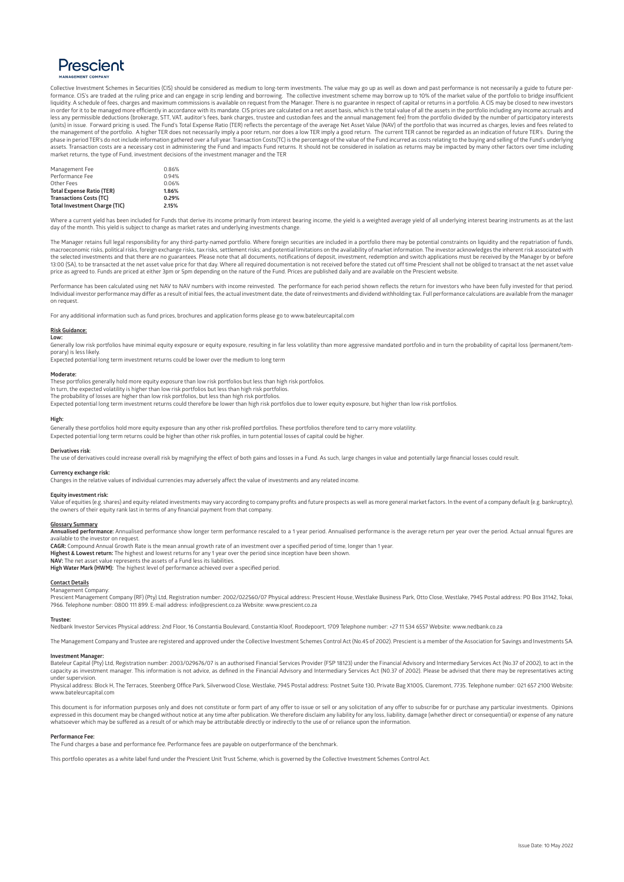# Prescient

MANAGEMENT COMPANY

Collective Investment Schemes in Securities (CIS) should be considered as medium to long-term investments. The value may go up as well as down and past performance is not necessarily a guide to future performance. CIS's are traded at the ruling price and can engage in scrip lending and borrowing. The collective investment scheme may borrow up to 10% of the market value of the portfolio to bridge insufficient liquidity. A schedule of fees, charges and maximum commissions is available on request from the Manager. There is no guarantee in respect of capital or returns in a portfolio. A CIS may be closed to new investors in order for it to be managed more efficiently in accordance with its mandate. CIS prices are calculated on a net asset basis, which is the total value of all the assets in the portfolio including any income accruals and less any permissible deductions (brokerage, STT, VAT, auditor's fees, bank charges, trustee and custodian fees and the annual management fee) from the portfolio divided by the number of participatory interests (units) in issue. Forward pricing is used. The Fund's Total Expense Ratio (TER) reflects the percentage of the average Net Asset Value (NAV) of the portfolio that was incurred as charges, levies and fees related to the management of the portfolio. A higher TER does not necessarily imply a poor return, nor does a low TER imply a good return. The current TER cannot be regarded as an indication of future TER's. During the phase in period TER's do not include information gathered over a full year. Transaction Costs(TC) is the percentage of the value of the Fund incurred as costs relating to the buying and selling of the Fund's underlying assets. Transaction costs are a necessary cost in administering the Fund and impacts Fund returns. It should not be considered in isolation as returns may be impacted by many other factors over time including market returns, the type of Fund, investment decisions of the investment manager and the TER

| | |
|---|---|
| Management Fee | 0.86% |
| Performance Fee | 0.94% |
| Other Fees | 0.06% |
| **Total Expense Ratio (TER)** | **1.86%** |
| **Transactions Costs (TC)** | **0.29%** |
| **Total Investment Charge (TIC)** | **2.15%** |

Where a current yield has been included for Funds that derive its income primarily from interest bearing income, the yield is a weighted average yield of all underlying interest bearing instruments as at the last day of the month. This yield is subject to change as market rates and underlying investments change.

The Manager retains full legal responsibility for any third-party-named portfolio. Where foreign securities are included in a portfolio there may be potential constraints on liquidity and the repatriation of funds, macroeconomic risks, political risks, foreign exchange risks, tax risks, settlement risks; and potential limitations on the availability of market information. The investor acknowledges the inherent risk associated with the selected investments and that there are no guarantees. Please note that all documents, notifications of deposit, investment, redemption and switch applications must be received by the Manager by or before 13:00 (SA), to be transacted at the net asset value price for that day. Where all required documentation is not received before the stated cut off time Prescient shall not be obliged to transact at the net asset value price as agreed to. Funds are priced at either 3pm or 5pm depending on the nature of the Fund. Prices are published daily and are available on the Prescient website.

Performance has been calculated using net NAV to NAV numbers with income reinvested. The performance for each period shown reflects the return for investors who have been fully invested for that period. Individual investor performance may differ as a result of initial fees, the actual investment date, the date of reinvestments and dividend withholding tax. Full performance calculations are available from the manager on request.

For any additional information such as fund prices, brochures and application forms please go to www.bateleurcapital.com

**Risk Guidance:**

**Low:**

Generally low risk portfolios have minimal equity exposure or equity exposure, resulting in far less volatility than more aggressive mandated portfolio and in turn the probability of capital loss (permanent/temporary) is less likely.

Expected potential long term investment returns could be lower over the medium to long term

**Moderate:**

These portfolios generally hold more equity exposure than low risk portfolios but less than high risk portfolios.

In turn, the expected volatility is higher than low risk portfolios but less than high risk portfolios.

The probability of losses are higher than low risk portfolios, but less than high risk portfolios.

Expected potential long term investment returns could therefore be lower than high risk portfolios due to lower equity exposure, but higher than low risk portfolios.

**High:**

Generally these portfolios hold more equity exposure than any other risk profiled portfolios. These portfolios therefore tend to carry more volatility.

Expected potential long term returns could be higher than other risk profiles, in turn potential losses of capital could be higher.

**Derivatives risk**:

The use of derivatives could increase overall risk by magnifying the effect of both gains and losses in a Fund. As such, large changes in value and potentially large financial losses could result.

**Currency exchange risk:**

Changes in the relative values of individual currencies may adversely affect the value of investments and any related income.

**Equity investment risk:**

Value of equities (e.g. shares) and equity-related investments may vary according to company profits and future prospects as well as more general market factors. In the event of a company default (e.g. bankruptcy), the owners of their equity rank last in terms of any financial payment from that company.

**Glossary Summary**

**Annualised performance:** Annualised performance show longer term performance rescaled to a 1 year period. Annualised performance is the average return per year over the period. Actual annual figures are available to the investor on request.

**CAGR:** Compound Annual Growth Rate is the mean annual growth rate of an investment over a specified period of time, longer than 1 year.

**Highest & Lowest return:** The highest and lowest returns for any 1 year over the period since inception have been shown.

**NAV:** The net asset value represents the assets of a Fund less its liabilities.

**High Water Mark (HWM):** The highest level of performance achieved over a specified period.

**Contact Details**

Management Company:

Prescient Management Company (RF) (Pty) Ltd, Registration number: 2002/022560/07 Physical address: Prescient House, Westlake Business Park, Otto Close, Westlake, 7945 Postal address: PO Box 31142, Tokai, 7966. Telephone number: 0800 111 899. E-mail address: info@prescient.co.za Website: www.prescient.co.za

**Trustee:**

Nedbank Investor Services Physical address: 2nd Floor, 16 Constantia Boulevard, Constantia Kloof, Roodepoort, 1709 Telephone number: +27 11 534 6557 Website: www.nedbank.co.za

The Management Company and Trustee are registered and approved under the Collective Investment Schemes Control Act (No.45 of 2002). Prescient is a member of the Association for Savings and Investments SA.

**Investment Manager:**

Bateleur Capital (Pty) Ltd, Registration number: 2003/029676/07 is an authorised Financial Services Provider (FSP 18123) under the Financial Advisory and Intermediary Services Act (No.37 of 2002), to act in the capacity as investment manager. This information is not advice, as defined in the Financial Advisory and Intermediary Services Act (NO.37 of 2002). Please be advised that there may be representatives acting under supervision.

Physical address: Block H, The Terraces, Steenberg Office Park, Silverwood Close, Westlake, 7945 Postal address: Postnet Suite 130, Private Bag X1005, Claremont, 7735. Telephone number: 021 657 2100 Website: www.bateleurcapital.com

This document is for information purposes only and does not constitute or form part of any offer to issue or sell or any solicitation of any offer to subscribe for or purchase any particular investments. Opinions expressed in this document may be changed without notice at any time after publication. We therefore disclaim any liability for any loss, liability, damage (whether direct or consequential) or expense of any nature whatsoever which may be suffered as a result of or which may be attributable directly or indirectly to the use of or reliance upon the information.

**Performance Fee:**

The Fund charges a base and performance fee. Performance fees are payable on outperformance of the benchmark.

This portfolio operates as a white label fund under the Prescient Unit Trust Scheme, which is governed by the Collective Investment Schemes Control Act.

Issue Date: 10 May 2022